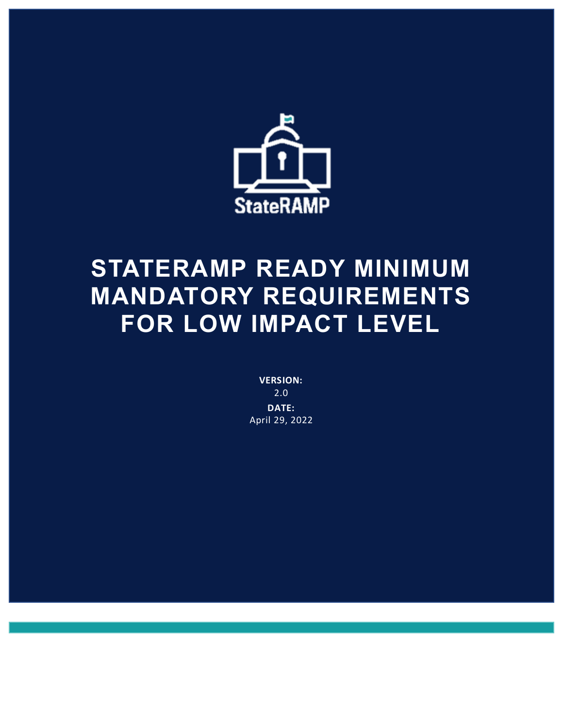StateRAMP

# STATERAMP READY MINIMUM MANDATORY REQUIREMENTS FOR LOW IMPACT LEVEL

**VERSION:**
2.0

**DATE:**
April 29, 2022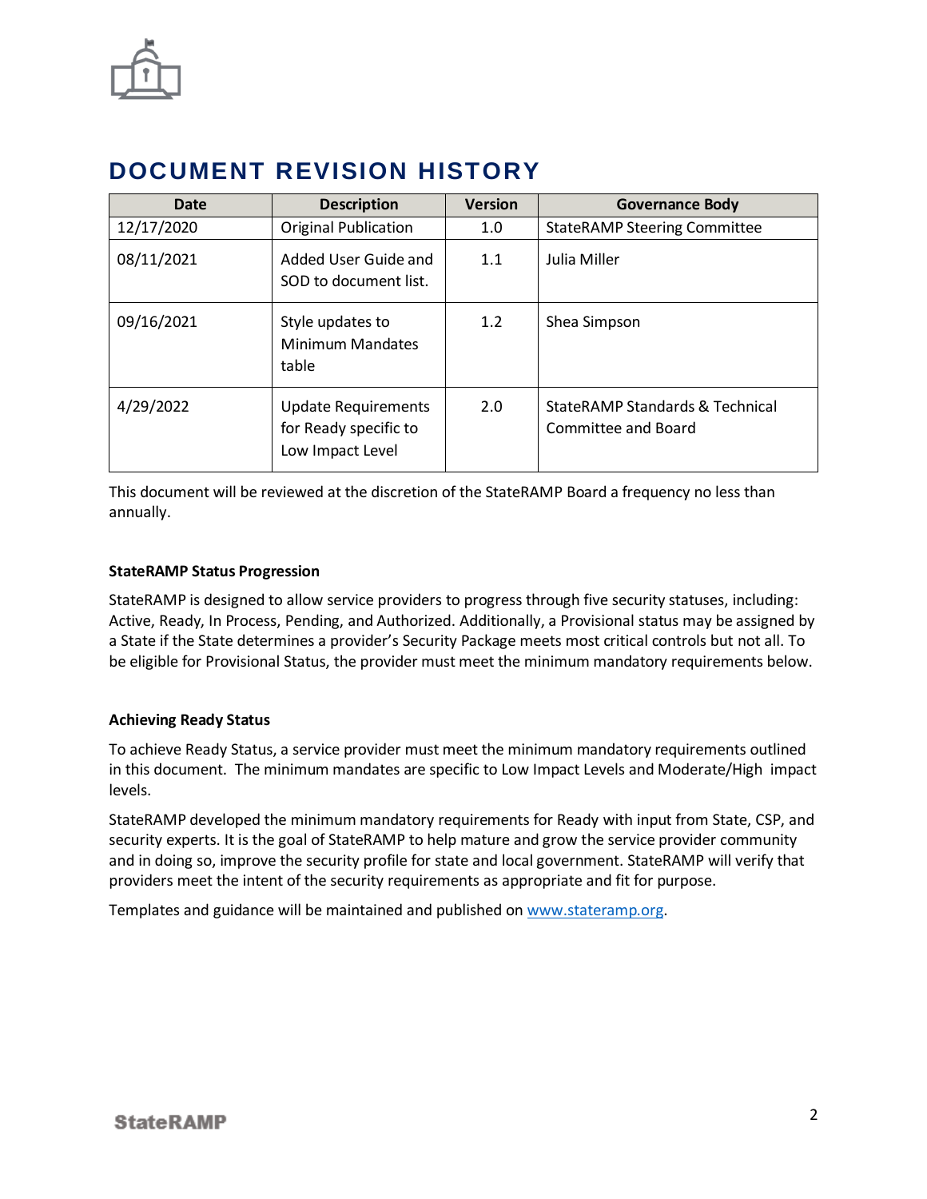# DOCUMENT REVISION HISTORY

| Date | Description | Version | Governance Body |
|---|---|---|---|
| 12/17/2020 | Original Publication | 1.0 | StateRAMP Steering Committee |
| 08/11/2021 | Added User Guide and SOD to document list. | 1.1 | Julia Miller |
| 09/16/2021 | Style updates to Minimum Mandates table | 1.2 | Shea Simpson |
| 4/29/2022 | Update Requirements for Ready specific to Low Impact Level | 2.0 | StateRAMP Standards & Technical Committee and Board |

This document will be reviewed at the discretion of the StateRAMP Board a frequency no less than annually.

**StateRAMP Status Progression**

StateRAMP is designed to allow service providers to progress through five security statuses, including: Active, Ready, In Process, Pending, and Authorized. Additionally, a Provisional status may be assigned by a State if the State determines a provider's Security Package meets most critical controls but not all. To be eligible for Provisional Status, the provider must meet the minimum mandatory requirements below.

**Achieving Ready Status**

To achieve Ready Status, a service provider must meet the minimum mandatory requirements outlined in this document. The minimum mandates are specific to Low Impact Levels and Moderate/High impact levels.

StateRAMP developed the minimum mandatory requirements for Ready with input from State, CSP, and security experts. It is the goal of StateRAMP to help mature and grow the service provider community and in doing so, improve the security profile for state and local government. StateRAMP will verify that providers meet the intent of the security requirements as appropriate and fit for purpose.

Templates and guidance will be maintained and published on [www.stateramp.org](http://www.stateramp.org).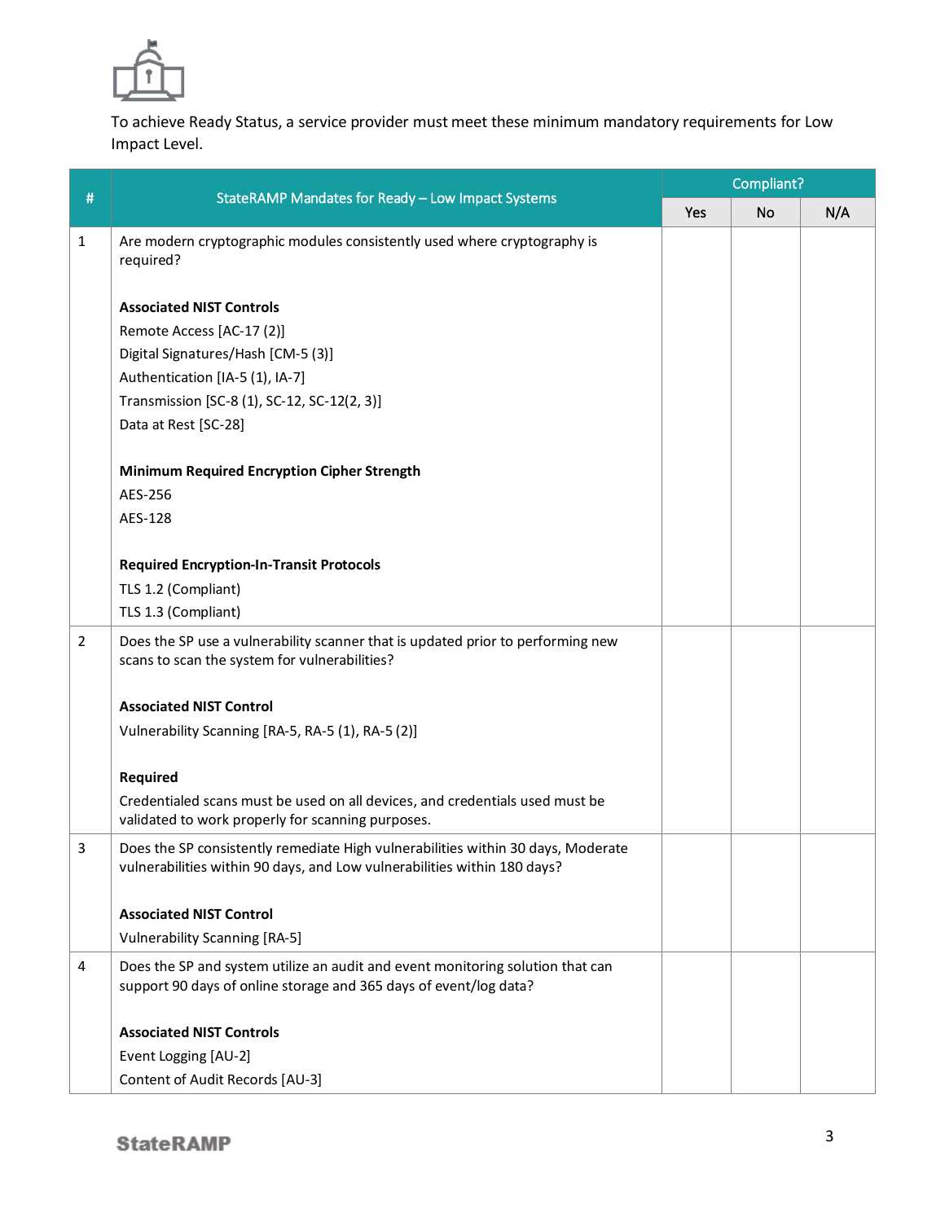To achieve Ready Status, a service provider must meet these minimum mandatory requirements for Low Impact Level.

| # | StateRAMP Mandates for Ready – Low Impact Systems | Compliant? | | |
|---|---|---|---|---|
| | | Yes | No | N/A |
| 1 | Are modern cryptographic modules consistently used where cryptography is required?<br><br>**Associated NIST Controls**<br>Remote Access [AC-17 (2)]<br>Digital Signatures/Hash [CM-5 (3)]<br>Authentication [IA-5 (1), IA-7]<br>Transmission [SC-8 (1), SC-12, SC-12(2, 3)]<br>Data at Rest [SC-28]<br><br>**Minimum Required Encryption Cipher Strength**<br>AES-256<br>AES-128<br><br>**Required Encryption-In-Transit Protocols**<br>TLS 1.2 (Compliant)<br>TLS 1.3 (Compliant) | | | |
| 2 | Does the SP use a vulnerability scanner that is updated prior to performing new scans to scan the system for vulnerabilities?<br><br>**Associated NIST Control**<br>Vulnerability Scanning [RA-5, RA-5 (1), RA-5 (2)]<br><br>**Required**<br>Credentialed scans must be used on all devices, and credentials used must be validated to work properly for scanning purposes. | | | |
| 3 | Does the SP consistently remediate High vulnerabilities within 30 days, Moderate vulnerabilities within 90 days, and Low vulnerabilities within 180 days?<br><br>**Associated NIST Control**<br>Vulnerability Scanning [RA-5] | | | |
| 4 | Does the SP and system utilize an audit and event monitoring solution that can support 90 days of online storage and 365 days of event/log data?<br><br>**Associated NIST Controls**<br>Event Logging [AU-2]<br>Content of Audit Records [AU-3] | | | |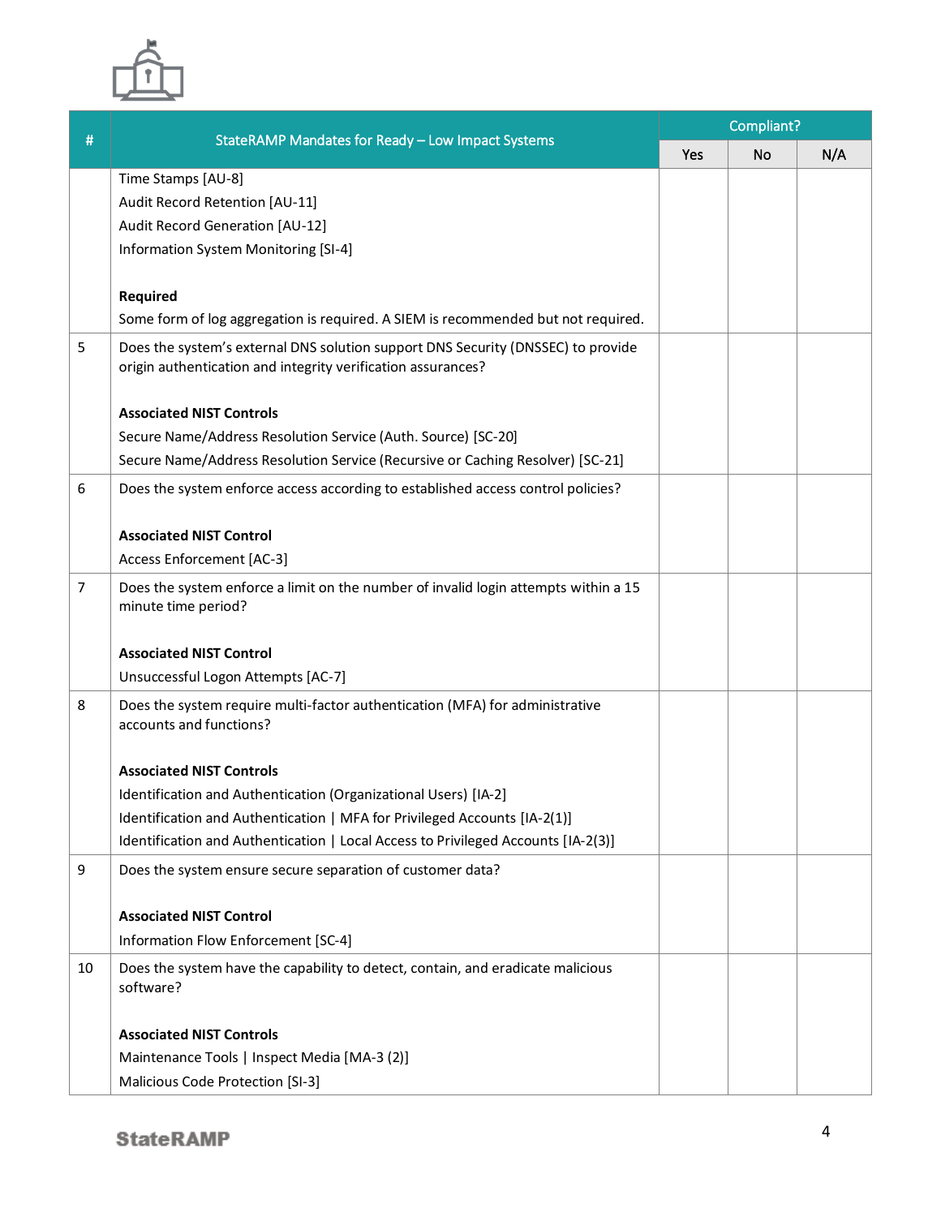| # | StateRAMP Mandates for Ready – Low Impact Systems | Compliant? | | |
|---|---|---|---|---|
| | | Yes | No | N/A |
| | Time Stamps [AU-8]<br>Audit Record Retention [AU-11]<br>Audit Record Generation [AU-12]<br>Information System Monitoring [SI-4]<br><br>**Required**<br>Some form of log aggregation is required. A SIEM is recommended but not required. | | | |
| 5 | Does the system's external DNS solution support DNS Security (DNSSEC) to provide origin authentication and integrity verification assurances?<br><br>**Associated NIST Controls**<br>Secure Name/Address Resolution Service (Auth. Source) [SC-20]<br>Secure Name/Address Resolution Service (Recursive or Caching Resolver) [SC-21] | | | |
| 6 | Does the system enforce access according to established access control policies?<br><br>**Associated NIST Control**<br>Access Enforcement [AC-3] | | | |
| 7 | Does the system enforce a limit on the number of invalid login attempts within a 15 minute time period?<br><br>**Associated NIST Control**<br>Unsuccessful Logon Attempts [AC-7] | | | |
| 8 | Does the system require multi-factor authentication (MFA) for administrative accounts and functions?<br><br>**Associated NIST Controls**<br>Identification and Authentication (Organizational Users) [IA-2]<br>Identification and Authentication \| MFA for Privileged Accounts [IA-2(1)]<br>Identification and Authentication \| Local Access to Privileged Accounts [IA-2(3)] | | | |
| 9 | Does the system ensure secure separation of customer data?<br><br>**Associated NIST Control**<br>Information Flow Enforcement [SC-4] | | | |
| 10 | Does the system have the capability to detect, contain, and eradicate malicious software?<br><br>**Associated NIST Controls**<br>Maintenance Tools \| Inspect Media [MA-3 (2)]<br>Malicious Code Protection [SI-3] | | | |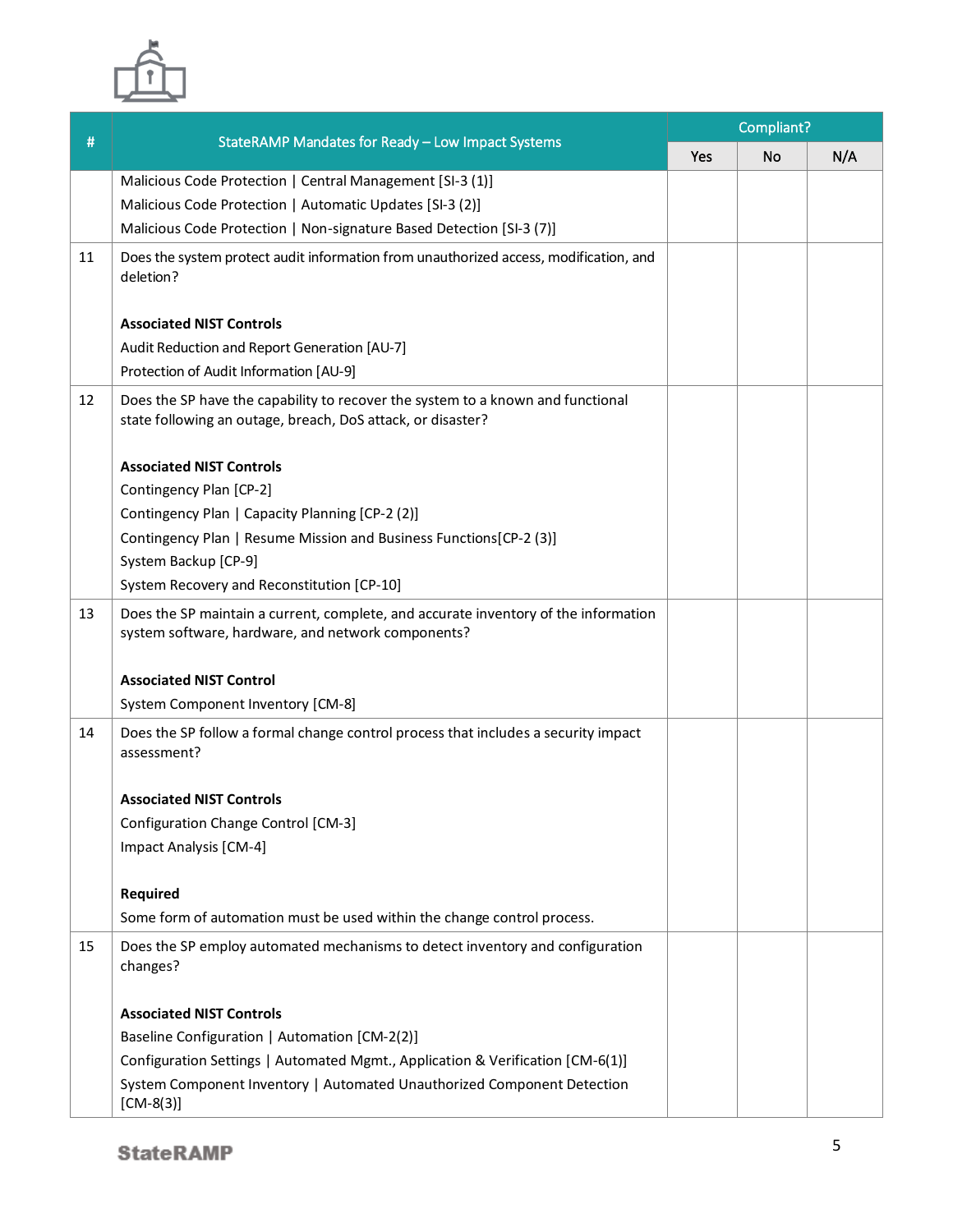| # | StateRAMP Mandates for Ready – Low Impact Systems | Compliant? | | |
|---|---|---|---|---|
| | | Yes | No | N/A |
| | Malicious Code Protection \| Central Management [SI-3 (1)]<br>Malicious Code Protection \| Automatic Updates [SI-3 (2)]<br>Malicious Code Protection \| Non-signature Based Detection [SI-3 (7)] | | | |
| 11 | Does the system protect audit information from unauthorized access, modification, and deletion?<br><br>**Associated NIST Controls**<br>Audit Reduction and Report Generation [AU-7]<br>Protection of Audit Information [AU-9] | | | |
| 12 | Does the SP have the capability to recover the system to a known and functional state following an outage, breach, DoS attack, or disaster?<br><br>**Associated NIST Controls**<br>Contingency Plan [CP-2]<br>Contingency Plan \| Capacity Planning [CP-2 (2)]<br>Contingency Plan \| Resume Mission and Business Functions[CP-2 (3)]<br>System Backup [CP-9]<br>System Recovery and Reconstitution [CP-10] | | | |
| 13 | Does the SP maintain a current, complete, and accurate inventory of the information system software, hardware, and network components?<br><br>**Associated NIST Control**<br>System Component Inventory [CM-8] | | | |
| 14 | Does the SP follow a formal change control process that includes a security impact assessment?<br><br>**Associated NIST Controls**<br>Configuration Change Control [CM-3]<br>Impact Analysis [CM-4]<br><br>**Required**<br>Some form of automation must be used within the change control process. | | | |
| 15 | Does the SP employ automated mechanisms to detect inventory and configuration changes?<br><br>**Associated NIST Controls**<br>Baseline Configuration \| Automation [CM-2(2)]<br>Configuration Settings \| Automated Mgmt., Application & Verification [CM-6(1)]<br>System Component Inventory \| Automated Unauthorized Component Detection [CM-8(3)] | | | |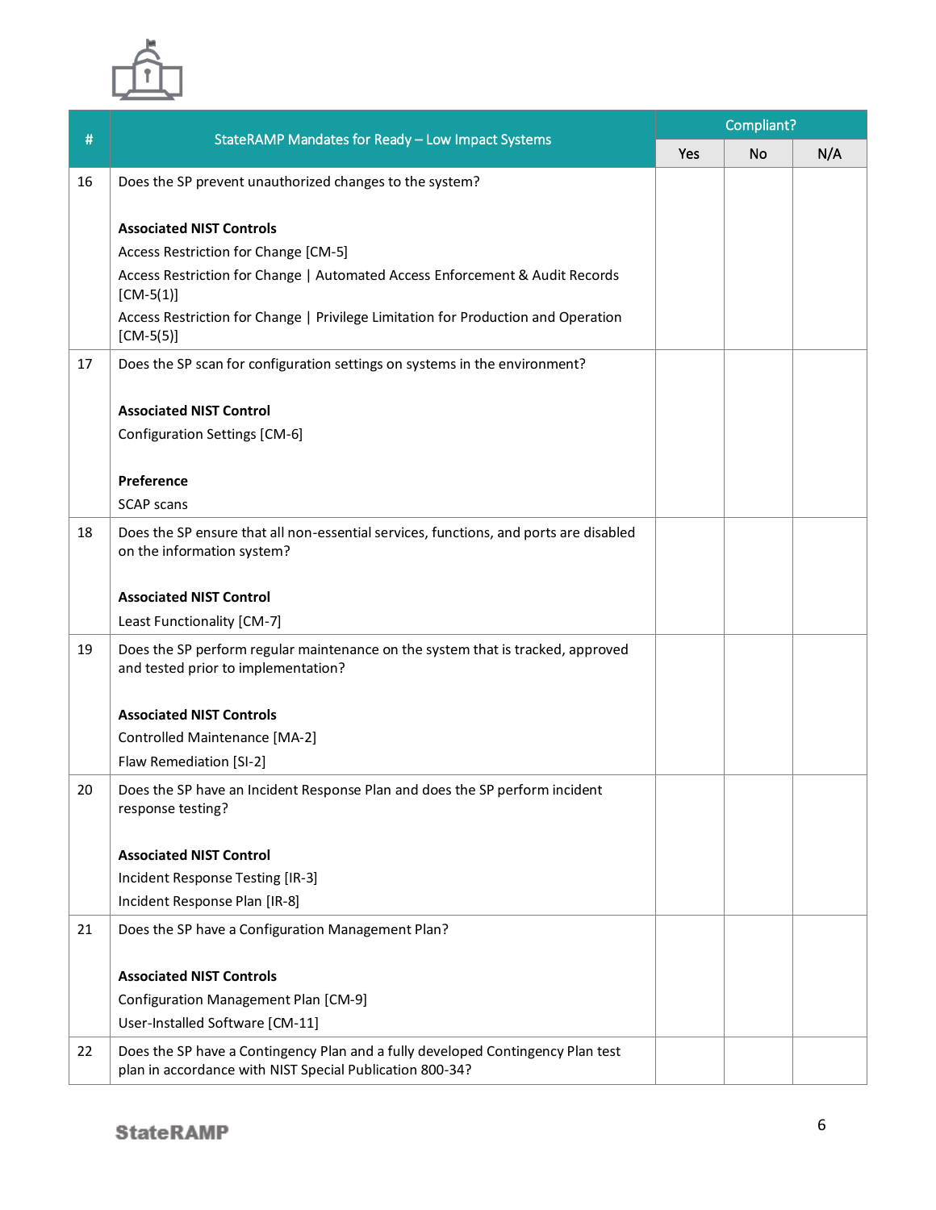| # | StateRAMP Mandates for Ready – Low Impact Systems | Compliant? | | |
|---|---|---|---|---|
| | | Yes | No | N/A |
| 16 | Does the SP prevent unauthorized changes to the system?<br><br>**Associated NIST Controls**<br>Access Restriction for Change [CM-5]<br>Access Restriction for Change \| Automated Access Enforcement & Audit Records [CM-5(1)]<br>Access Restriction for Change \| Privilege Limitation for Production and Operation [CM-5(5)] | | | |
| 17 | Does the SP scan for configuration settings on systems in the environment?<br><br>**Associated NIST Control**<br>Configuration Settings [CM-6]<br><br>**Preference**<br>SCAP scans | | | |
| 18 | Does the SP ensure that all non-essential services, functions, and ports are disabled on the information system?<br><br>**Associated NIST Control**<br>Least Functionality [CM-7] | | | |
| 19 | Does the SP perform regular maintenance on the system that is tracked, approved and tested prior to implementation?<br><br>**Associated NIST Controls**<br>Controlled Maintenance [MA-2]<br>Flaw Remediation [SI-2] | | | |
| 20 | Does the SP have an Incident Response Plan and does the SP perform incident response testing?<br><br>**Associated NIST Control**<br>Incident Response Testing [IR-3]<br>Incident Response Plan [IR-8] | | | |
| 21 | Does the SP have a Configuration Management Plan?<br><br>**Associated NIST Controls**<br>Configuration Management Plan [CM-9]<br>User-Installed Software [CM-11] | | | |
| 22 | Does the SP have a Contingency Plan and a fully developed Contingency Plan test plan in accordance with NIST Special Publication 800-34? | | | |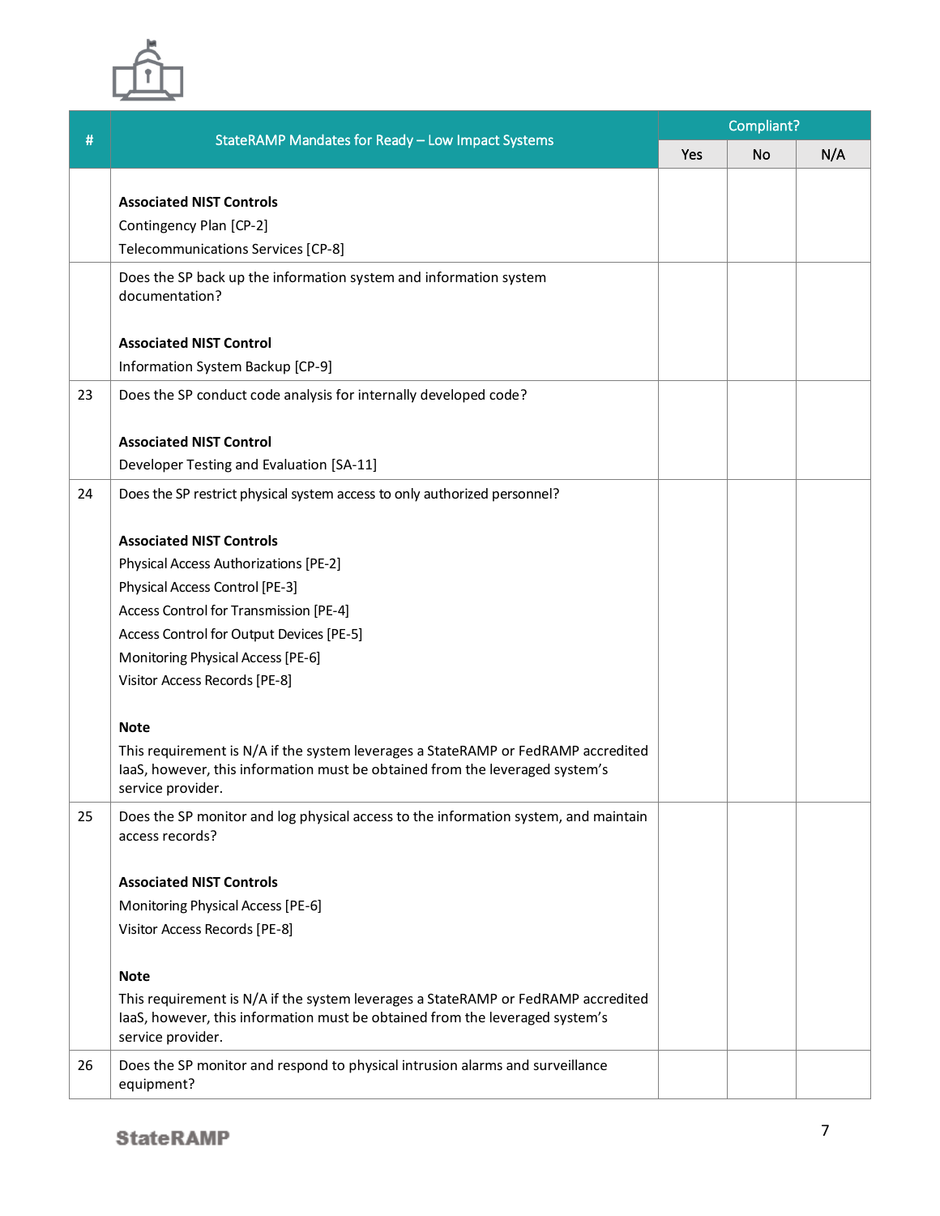| # | StateRAMP Mandates for Ready – Low Impact Systems | Compliant? | | |
|---|---|---|---|---|
| | | Yes | No | N/A |
| | **Associated NIST Controls**<br>Contingency Plan [CP-2]<br>Telecommunications Services [CP-8] | | | |
| | Does the SP back up the information system and information system documentation?<br><br>**Associated NIST Control**<br>Information System Backup [CP-9] | | | |
| 23 | Does the SP conduct code analysis for internally developed code?<br><br>**Associated NIST Control**<br>Developer Testing and Evaluation [SA-11] | | | |
| 24 | Does the SP restrict physical system access to only authorized personnel?<br><br>**Associated NIST Controls**<br>Physical Access Authorizations [PE-2]<br>Physical Access Control [PE-3]<br>Access Control for Transmission [PE-4]<br>Access Control for Output Devices [PE-5]<br>Monitoring Physical Access [PE-6]<br>Visitor Access Records [PE-8]<br><br>**Note**<br>This requirement is N/A if the system leverages a StateRAMP or FedRAMP accredited IaaS, however, this information must be obtained from the leveraged system's service provider. | | | |
| 25 | Does the SP monitor and log physical access to the information system, and maintain access records?<br><br>**Associated NIST Controls**<br>Monitoring Physical Access [PE-6]<br>Visitor Access Records [PE-8]<br><br>**Note**<br>This requirement is N/A if the system leverages a StateRAMP or FedRAMP accredited IaaS, however, this information must be obtained from the leveraged system's service provider. | | | |
| 26 | Does the SP monitor and respond to physical intrusion alarms and surveillance equipment? | | | |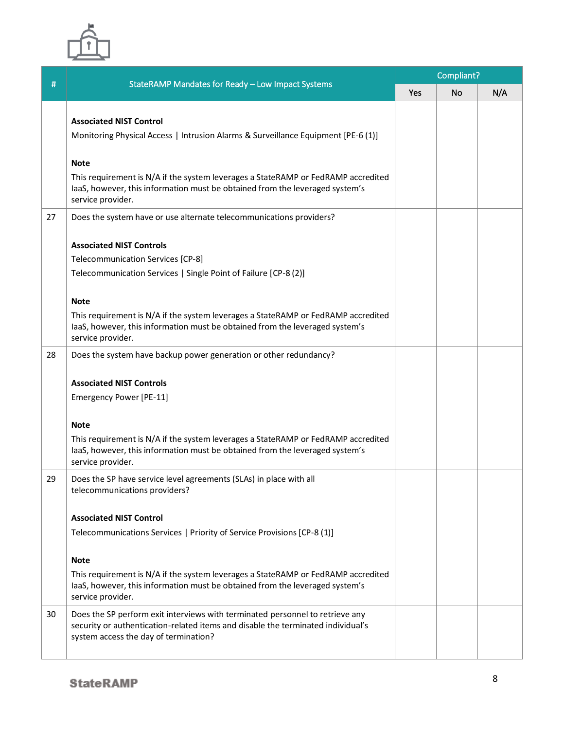| # | StateRAMP Mandates for Ready – Low Impact Systems | Compliant? | | |
|---|---|---|---|---|
| | | Yes | No | N/A |
| | **Associated NIST Control**<br>Monitoring Physical Access \| Intrusion Alarms & Surveillance Equipment [PE-6 (1)]<br><br>**Note**<br>This requirement is N/A if the system leverages a StateRAMP or FedRAMP accredited IaaS, however, this information must be obtained from the leveraged system's service provider. | | | |
| 27 | Does the system have or use alternate telecommunications providers?<br><br>**Associated NIST Controls**<br>Telecommunication Services [CP-8]<br>Telecommunication Services \| Single Point of Failure [CP-8 (2)]<br><br>**Note**<br>This requirement is N/A if the system leverages a StateRAMP or FedRAMP accredited IaaS, however, this information must be obtained from the leveraged system's service provider. | | | |
| 28 | Does the system have backup power generation or other redundancy?<br><br>**Associated NIST Controls**<br>Emergency Power [PE-11]<br><br>**Note**<br>This requirement is N/A if the system leverages a StateRAMP or FedRAMP accredited IaaS, however, this information must be obtained from the leveraged system's service provider. | | | |
| 29 | Does the SP have service level agreements (SLAs) in place with all telecommunications providers?<br><br>**Associated NIST Control**<br>Telecommunications Services \| Priority of Service Provisions [CP-8 (1)]<br><br>**Note**<br>This requirement is N/A if the system leverages a StateRAMP or FedRAMP accredited IaaS, however, this information must be obtained from the leveraged system's service provider. | | | |
| 30 | Does the SP perform exit interviews with terminated personnel to retrieve any security or authentication-related items and disable the terminated individual's system access the day of termination? | | | |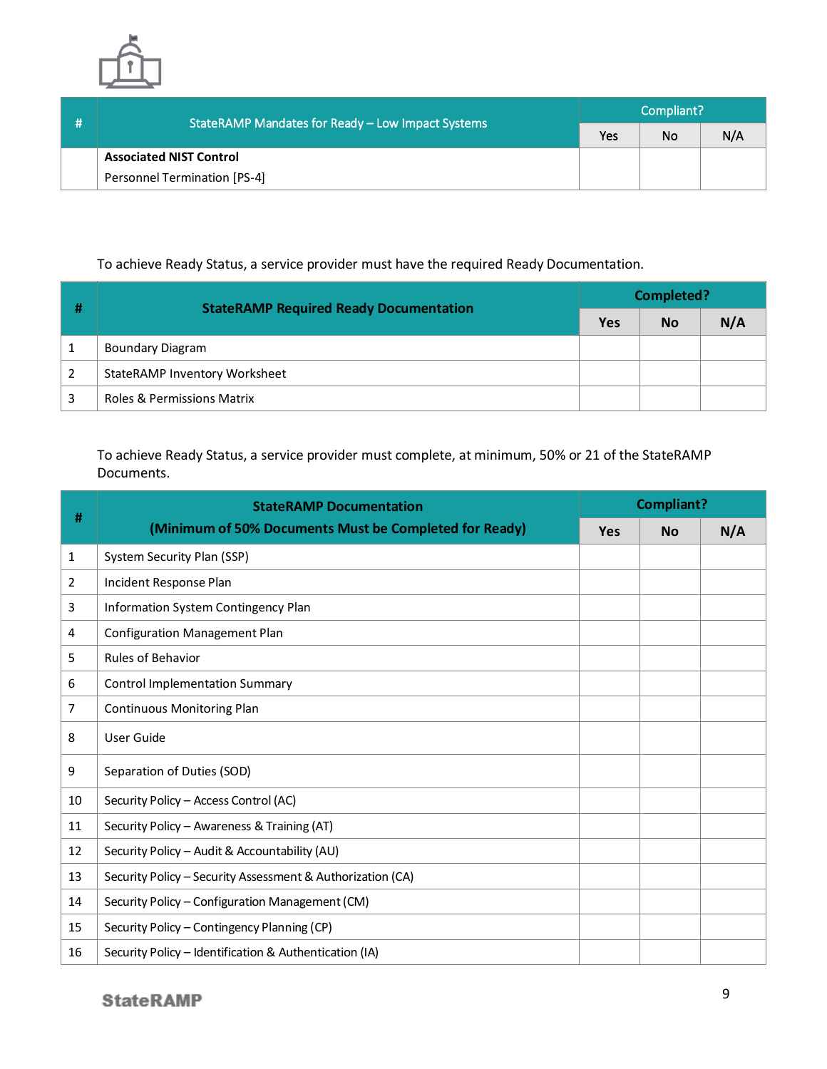| # | StateRAMP Mandates for Ready – Low Impact Systems | Compliant? | | |
|---|---|---|---|---|
| | | Yes | No | N/A |
| | **Associated NIST Control**<br>Personnel Termination [PS-4] | | | |

To achieve Ready Status, a service provider must have the required Ready Documentation.

| # | StateRAMP Required Ready Documentation | Completed? | | |
|---|---|---|---|---|
| | | Yes | No | N/A |
| 1 | Boundary Diagram | | | |
| 2 | StateRAMP Inventory Worksheet | | | |
| 3 | Roles & Permissions Matrix | | | |

To achieve Ready Status, a service provider must complete, at minimum, 50% or 21 of the StateRAMP Documents.

| # | StateRAMP Documentation (Minimum of 50% Documents Must be Completed for Ready) | Compliant? | | |
|---|---|---|---|---|
| | | Yes | No | N/A |
| 1 | System Security Plan (SSP) | | | |
| 2 | Incident Response Plan | | | |
| 3 | Information System Contingency Plan | | | |
| 4 | Configuration Management Plan | | | |
| 5 | Rules of Behavior | | | |
| 6 | Control Implementation Summary | | | |
| 7 | Continuous Monitoring Plan | | | |
| 8 | User Guide | | | |
| 9 | Separation of Duties (SOD) | | | |
| 10 | Security Policy – Access Control (AC) | | | |
| 11 | Security Policy – Awareness & Training (AT) | | | |
| 12 | Security Policy – Audit & Accountability (AU) | | | |
| 13 | Security Policy – Security Assessment & Authorization (CA) | | | |
| 14 | Security Policy – Configuration Management (CM) | | | |
| 15 | Security Policy – Contingency Planning (CP) | | | |
| 16 | Security Policy – Identification & Authentication (IA) | | | |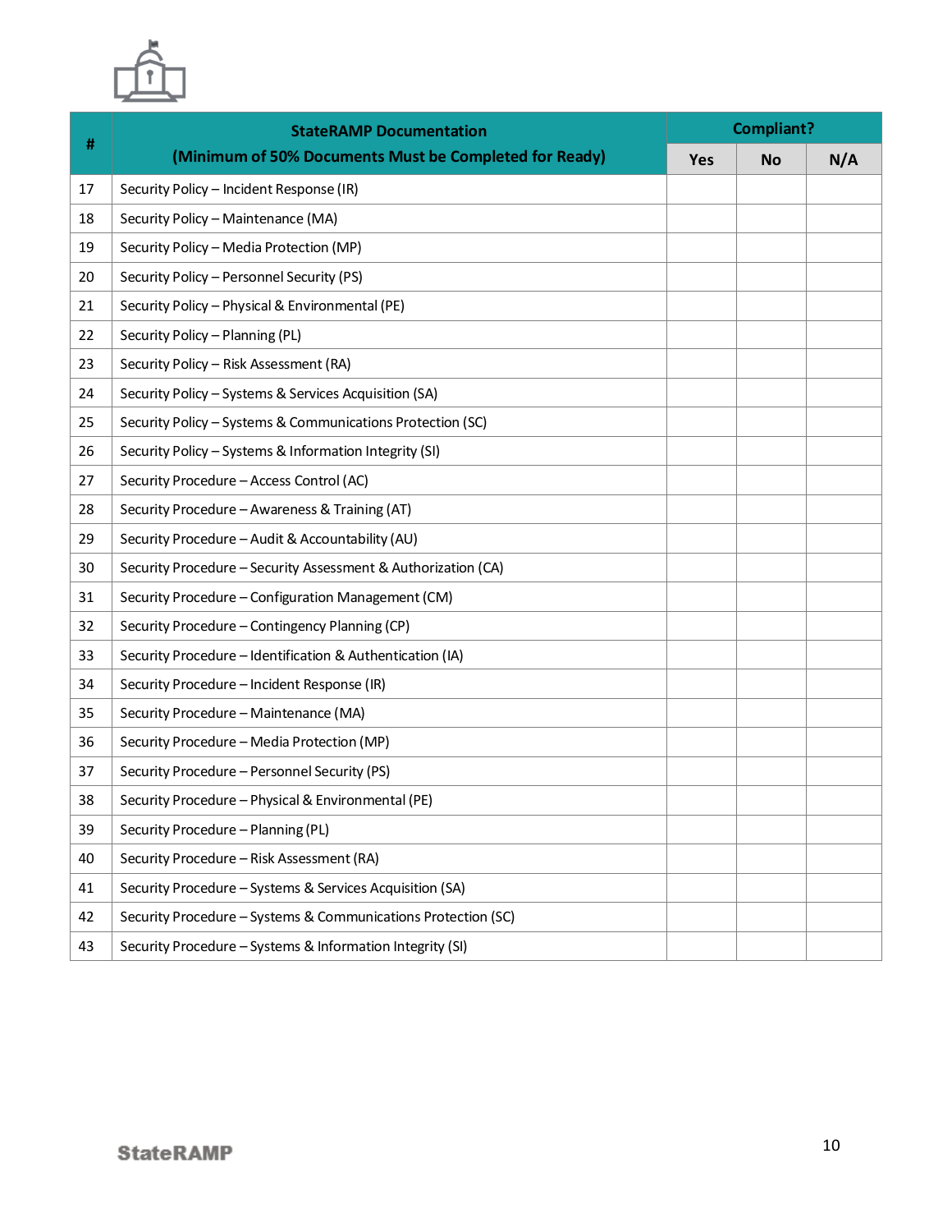| # | StateRAMP Documentation (Minimum of 50% Documents Must be Completed for Ready) | Compliant? | | |
|---|---|---|---|---|
| | | Yes | No | N/A |
| 17 | Security Policy – Incident Response (IR) | | | |
| 18 | Security Policy – Maintenance (MA) | | | |
| 19 | Security Policy – Media Protection (MP) | | | |
| 20 | Security Policy – Personnel Security (PS) | | | |
| 21 | Security Policy – Physical & Environmental (PE) | | | |
| 22 | Security Policy – Planning (PL) | | | |
| 23 | Security Policy – Risk Assessment (RA) | | | |
| 24 | Security Policy – Systems & Services Acquisition (SA) | | | |
| 25 | Security Policy – Systems & Communications Protection (SC) | | | |
| 26 | Security Policy – Systems & Information Integrity (SI) | | | |
| 27 | Security Procedure – Access Control (AC) | | | |
| 28 | Security Procedure – Awareness & Training (AT) | | | |
| 29 | Security Procedure – Audit & Accountability (AU) | | | |
| 30 | Security Procedure – Security Assessment & Authorization (CA) | | | |
| 31 | Security Procedure – Configuration Management (CM) | | | |
| 32 | Security Procedure – Contingency Planning (CP) | | | |
| 33 | Security Procedure – Identification & Authentication (IA) | | | |
| 34 | Security Procedure – Incident Response (IR) | | | |
| 35 | Security Procedure – Maintenance (MA) | | | |
| 36 | Security Procedure – Media Protection (MP) | | | |
| 37 | Security Procedure – Personnel Security (PS) | | | |
| 38 | Security Procedure – Physical & Environmental (PE) | | | |
| 39 | Security Procedure – Planning (PL) | | | |
| 40 | Security Procedure – Risk Assessment (RA) | | | |
| 41 | Security Procedure – Systems & Services Acquisition (SA) | | | |
| 42 | Security Procedure – Systems & Communications Protection (SC) | | | |
| 43 | Security Procedure – Systems & Information Integrity (SI) | | | |